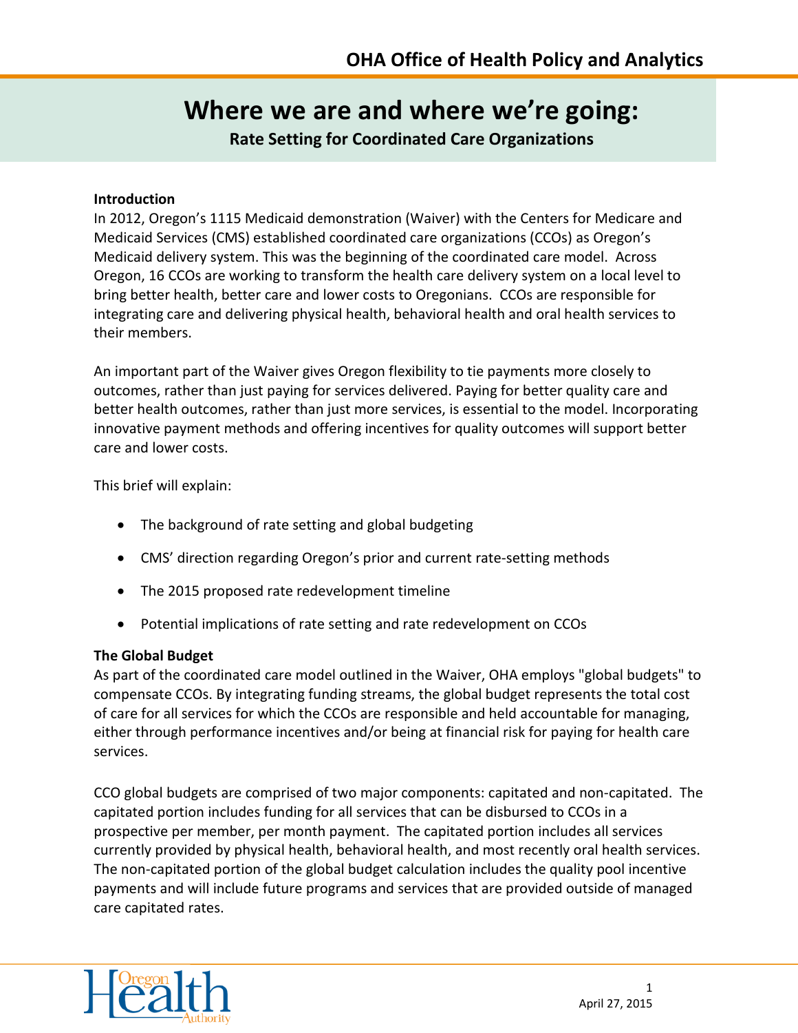# Where we are and where we're going:

**Rate Setting for Coordinated Care Organizations**

**Introduction**

In 2012, Oregon's 1115 Medicaid demonstration (Waiver) with the Centers for Medicare and Medicaid Services (CMS) established coordinated care organizations (CCOs) as Oregon's Medicaid delivery system. This was the beginning of the coordinated care model. Across Oregon, 16 CCOs are working to transform the health care delivery system on a local level to bring better health, better care and lower costs to Oregonians. CCOs are responsible for integrating care and delivering physical health, behavioral health and oral health services to their members.

An important part of the Waiver gives Oregon flexibility to tie payments more closely to outcomes, rather than just paying for services delivered. Paying for better quality care and better health outcomes, rather than just more services, is essential to the model. Incorporating innovative payment methods and offering incentives for quality outcomes will support better care and lower costs.

This brief will explain:

- The background of rate setting and global budgeting
- CMS' direction regarding Oregon's prior and current rate-setting methods
- The 2015 proposed rate redevelopment timeline
- Potential implications of rate setting and rate redevelopment on CCOs

**The Global Budget**

As part of the coordinated care model outlined in the Waiver, OHA employs "global budgets" to compensate CCOs. By integrating funding streams, the global budget represents the total cost of care for all services for which the CCOs are responsible and held accountable for managing, either through performance incentives and/or being at financial risk for paying for health care services.

CCO global budgets are comprised of two major components: capitated and non-capitated. The capitated portion includes funding for all services that can be disbursed to CCOs in a prospective per member, per month payment. The capitated portion includes all services currently provided by physical health, behavioral health, and most recently oral health services. The non-capitated portion of the global budget calculation includes the quality pool incentive payments and will include future programs and services that are provided outside of managed care capitated rates.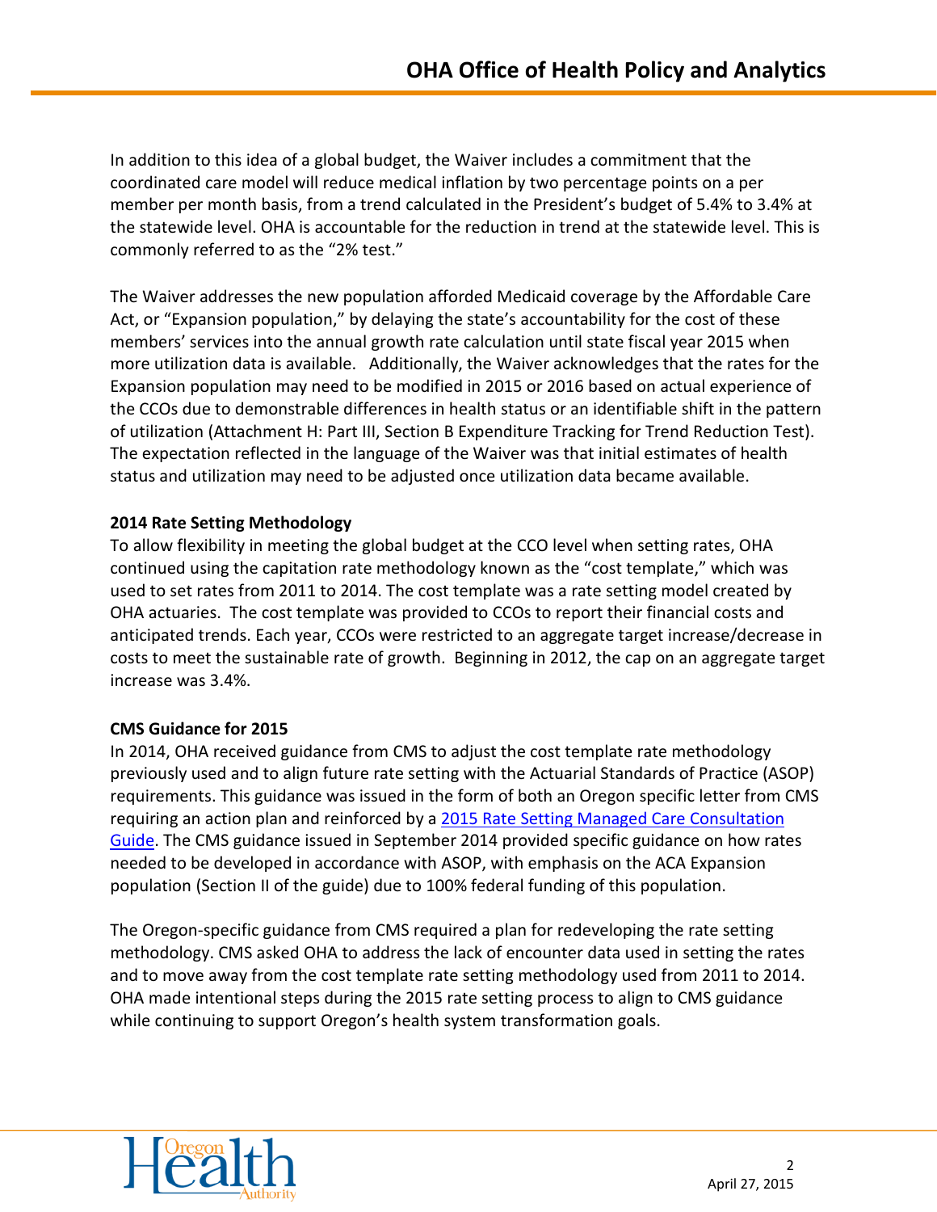In addition to this idea of a global budget, the Waiver includes a commitment that the coordinated care model will reduce medical inflation by two percentage points on a per member per month basis, from a trend calculated in the President's budget of 5.4% to 3.4% at the statewide level. OHA is accountable for the reduction in trend at the statewide level. This is commonly referred to as the "2% test."

The Waiver addresses the new population afforded Medicaid coverage by the Affordable Care Act, or "Expansion population," by delaying the state's accountability for the cost of these members' services into the annual growth rate calculation until state fiscal year 2015 when more utilization data is available. Additionally, the Waiver acknowledges that the rates for the Expansion population may need to be modified in 2015 or 2016 based on actual experience of the CCOs due to demonstrable differences in health status or an identifiable shift in the pattern of utilization (Attachment H: Part III, Section B Expenditure Tracking for Trend Reduction Test). The expectation reflected in the language of the Waiver was that initial estimates of health status and utilization may need to be adjusted once utilization data became available.

**2014 Rate Setting Methodology**

To allow flexibility in meeting the global budget at the CCO level when setting rates, OHA continued using the capitation rate methodology known as the "cost template," which was used to set rates from 2011 to 2014. The cost template was a rate setting model created by OHA actuaries. The cost template was provided to CCOs to report their financial costs and anticipated trends. Each year, CCOs were restricted to an aggregate target increase/decrease in costs to meet the sustainable rate of growth. Beginning in 2012, the cap on an aggregate target increase was 3.4%.

**CMS Guidance for 2015**

In 2014, OHA received guidance from CMS to adjust the cost template rate methodology previously used and to align future rate setting with the Actuarial Standards of Practice (ASOP) requirements. This guidance was issued in the form of both an Oregon specific letter from CMS requiring an action plan and reinforced by a 2015 Rate Setting Managed Care Consultation Guide. The CMS guidance issued in September 2014 provided specific guidance on how rates needed to be developed in accordance with ASOP, with emphasis on the ACA Expansion population (Section II of the guide) due to 100% federal funding of this population.

The Oregon-specific guidance from CMS required a plan for redeveloping the rate setting methodology. CMS asked OHA to address the lack of encounter data used in setting the rates and to move away from the cost template rate setting methodology used from 2011 to 2014. OHA made intentional steps during the 2015 rate setting process to align to CMS guidance while continuing to support Oregon's health system transformation goals.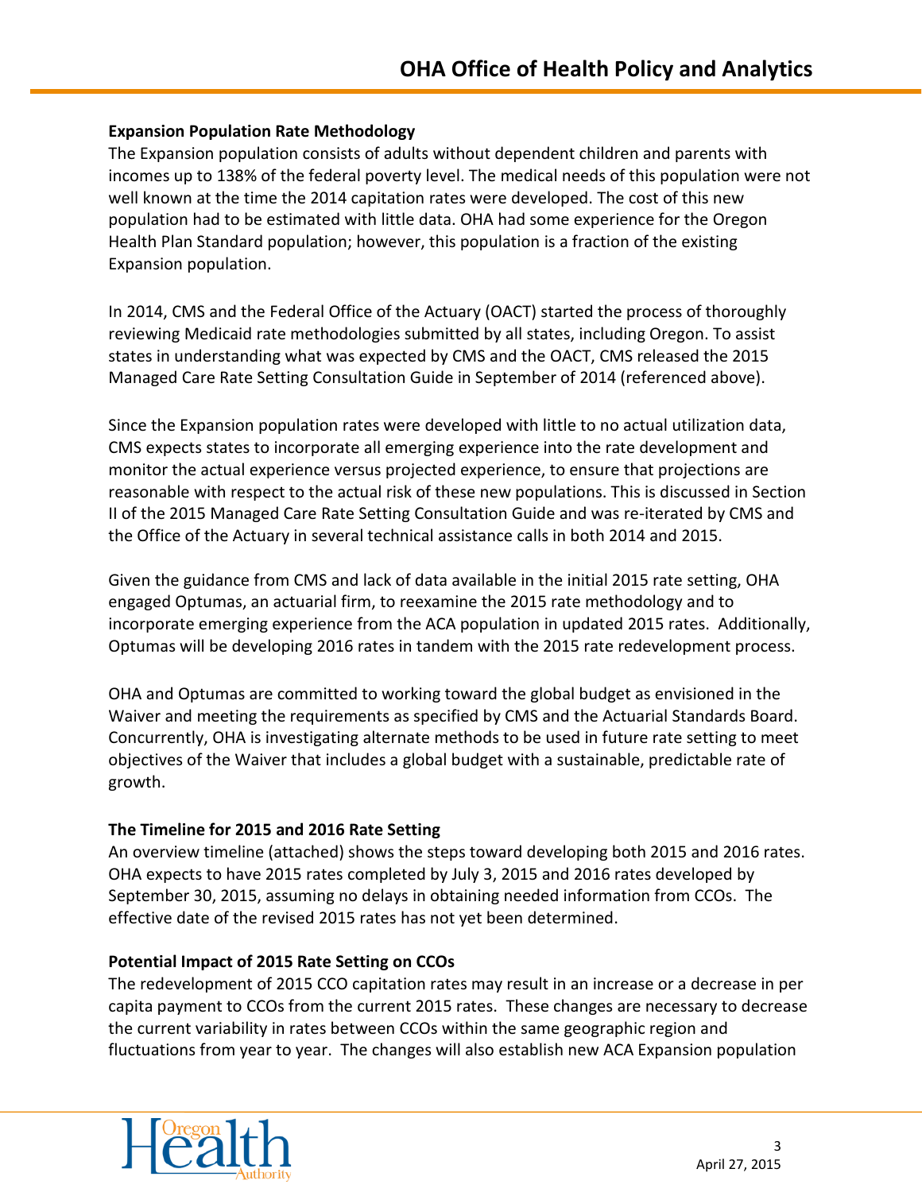**Expansion Population Rate Methodology**

The Expansion population consists of adults without dependent children and parents with incomes up to 138% of the federal poverty level. The medical needs of this population were not well known at the time the 2014 capitation rates were developed. The cost of this new population had to be estimated with little data. OHA had some experience for the Oregon Health Plan Standard population; however, this population is a fraction of the existing Expansion population.

In 2014, CMS and the Federal Office of the Actuary (OACT) started the process of thoroughly reviewing Medicaid rate methodologies submitted by all states, including Oregon. To assist states in understanding what was expected by CMS and the OACT, CMS released the 2015 Managed Care Rate Setting Consultation Guide in September of 2014 (referenced above).

Since the Expansion population rates were developed with little to no actual utilization data, CMS expects states to incorporate all emerging experience into the rate development and monitor the actual experience versus projected experience, to ensure that projections are reasonable with respect to the actual risk of these new populations. This is discussed in Section II of the 2015 Managed Care Rate Setting Consultation Guide and was re-iterated by CMS and the Office of the Actuary in several technical assistance calls in both 2014 and 2015.

Given the guidance from CMS and lack of data available in the initial 2015 rate setting, OHA engaged Optumas, an actuarial firm, to reexamine the 2015 rate methodology and to incorporate emerging experience from the ACA population in updated 2015 rates. Additionally, Optumas will be developing 2016 rates in tandem with the 2015 rate redevelopment process.

OHA and Optumas are committed to working toward the global budget as envisioned in the Waiver and meeting the requirements as specified by CMS and the Actuarial Standards Board. Concurrently, OHA is investigating alternate methods to be used in future rate setting to meet objectives of the Waiver that includes a global budget with a sustainable, predictable rate of growth.

**The Timeline for 2015 and 2016 Rate Setting**

An overview timeline (attached) shows the steps toward developing both 2015 and 2016 rates. OHA expects to have 2015 rates completed by July 3, 2015 and 2016 rates developed by September 30, 2015, assuming no delays in obtaining needed information from CCOs. The effective date of the revised 2015 rates has not yet been determined.

**Potential Impact of 2015 Rate Setting on CCOs**

The redevelopment of 2015 CCO capitation rates may result in an increase or a decrease in per capita payment to CCOs from the current 2015 rates. These changes are necessary to decrease the current variability in rates between CCOs within the same geographic region and fluctuations from year to year. The changes will also establish new ACA Expansion population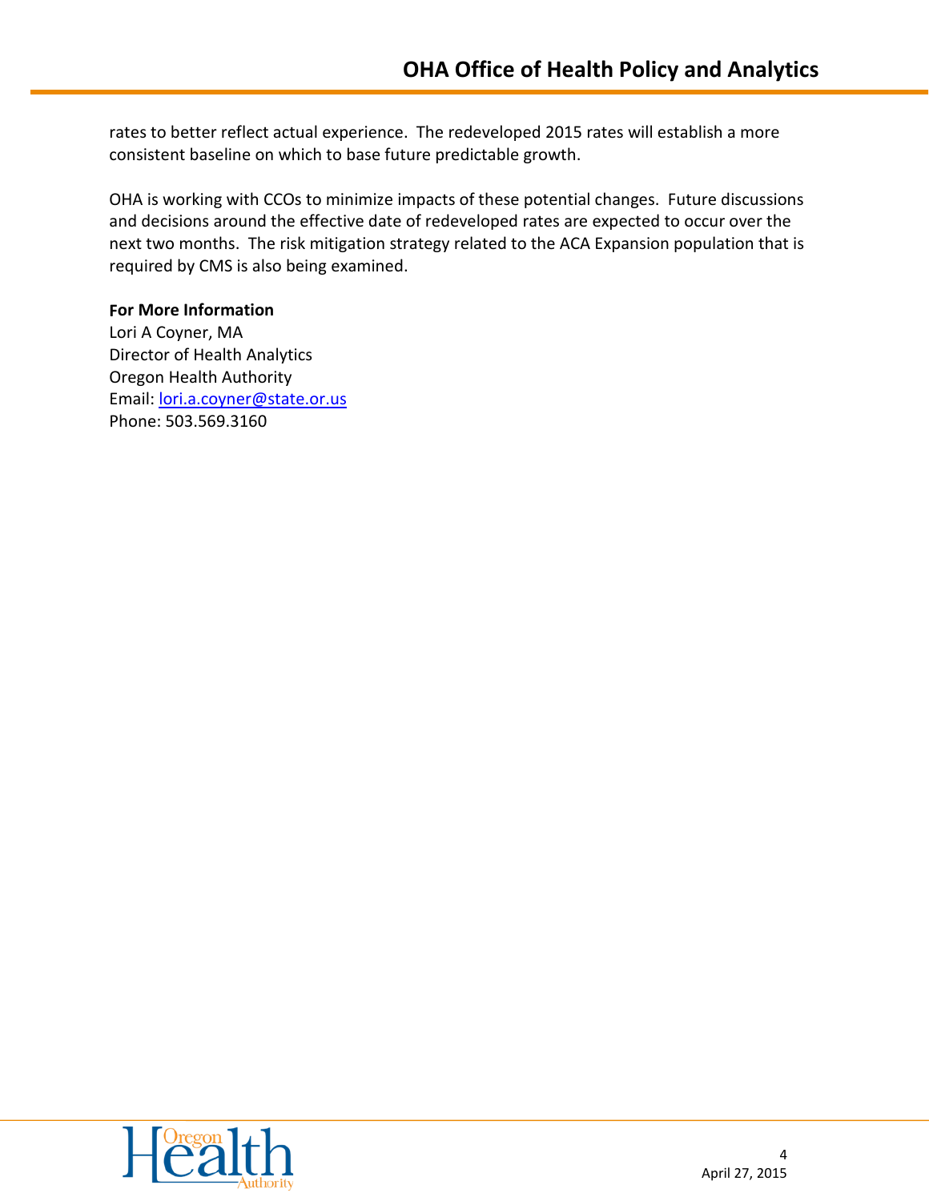rates to better reflect actual experience. The redeveloped 2015 rates will establish a more consistent baseline on which to base future predictable growth.

OHA is working with CCOs to minimize impacts of these potential changes. Future discussions and decisions around the effective date of redeveloped rates are expected to occur over the next two months. The risk mitigation strategy related to the ACA Expansion population that is required by CMS is also being examined.

**For More Information**
Lori A Coyner, MA
Director of Health Analytics
Oregon Health Authority
Email: lori.a.coyner@state.or.us
Phone: 503.569.3160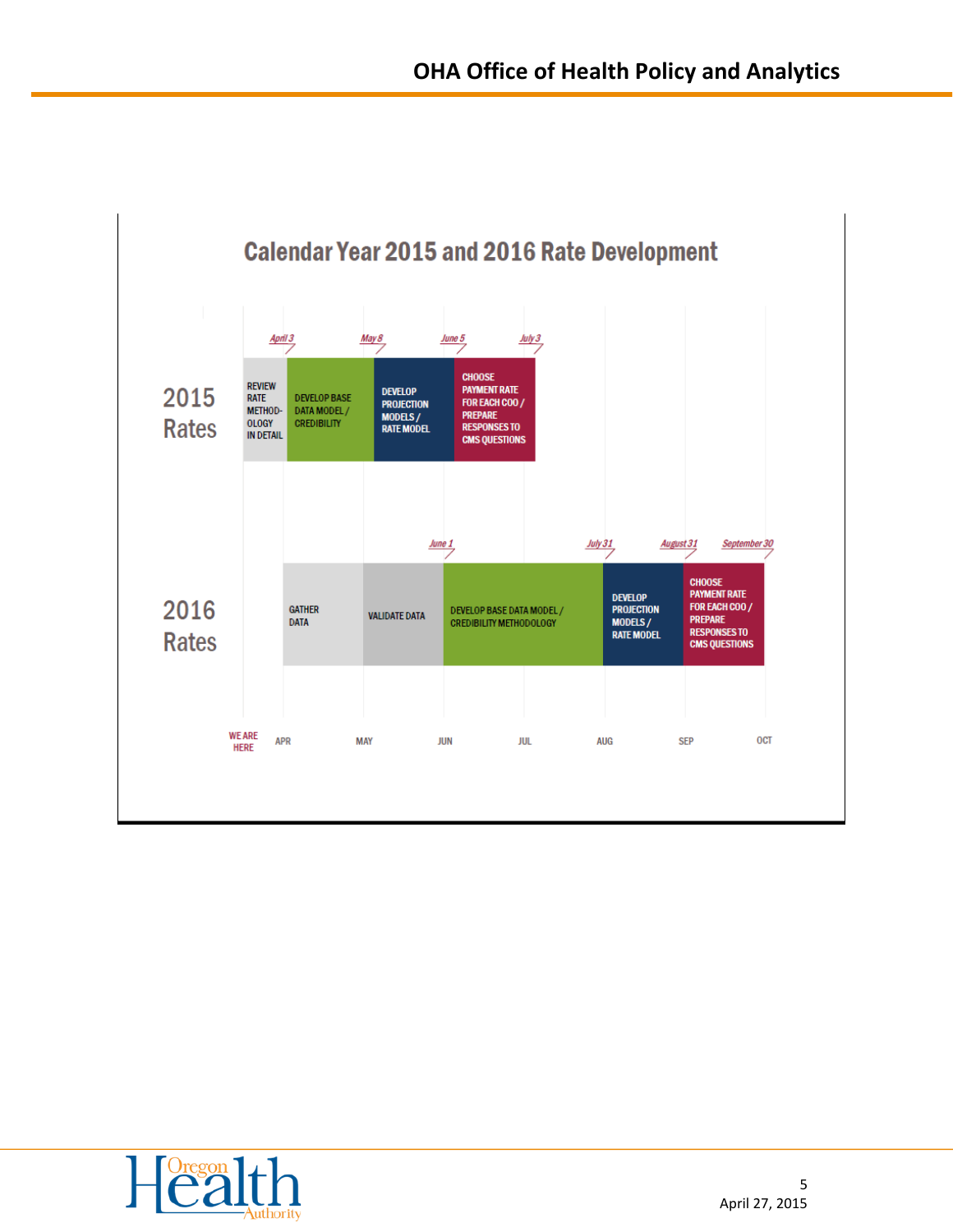## Calendar Year 2015 and 2016 Rate Development

**2015 Rates**

April 3
May 8
June 5
July 3

REVIEW RATE METHOD-OLOGY IN DETAIL

DEVELOP BASE DATA MODEL / CREDIBILITY

DEVELOP PROJECTION MODELS / RATE MODEL

CHOOSE PAYMENT RATE FOR EACH COO / PREPARE RESPONSES TO CMS QUESTIONS

**2016 Rates**

June 1
July 31
August 31
September 30

GATHER DATA

VALIDATE DATA

DEVELOP BASE DATA MODEL / CREDIBILITY METHODOLOGY

DEVELOP PROJECTION MODELS / RATE MODEL

CHOOSE PAYMENT RATE FOR EACH COO / PREPARE RESPONSES TO CMS QUESTIONS

WE ARE HERE
APR
MAY
JUN
JUL
AUG
SEP
OCT